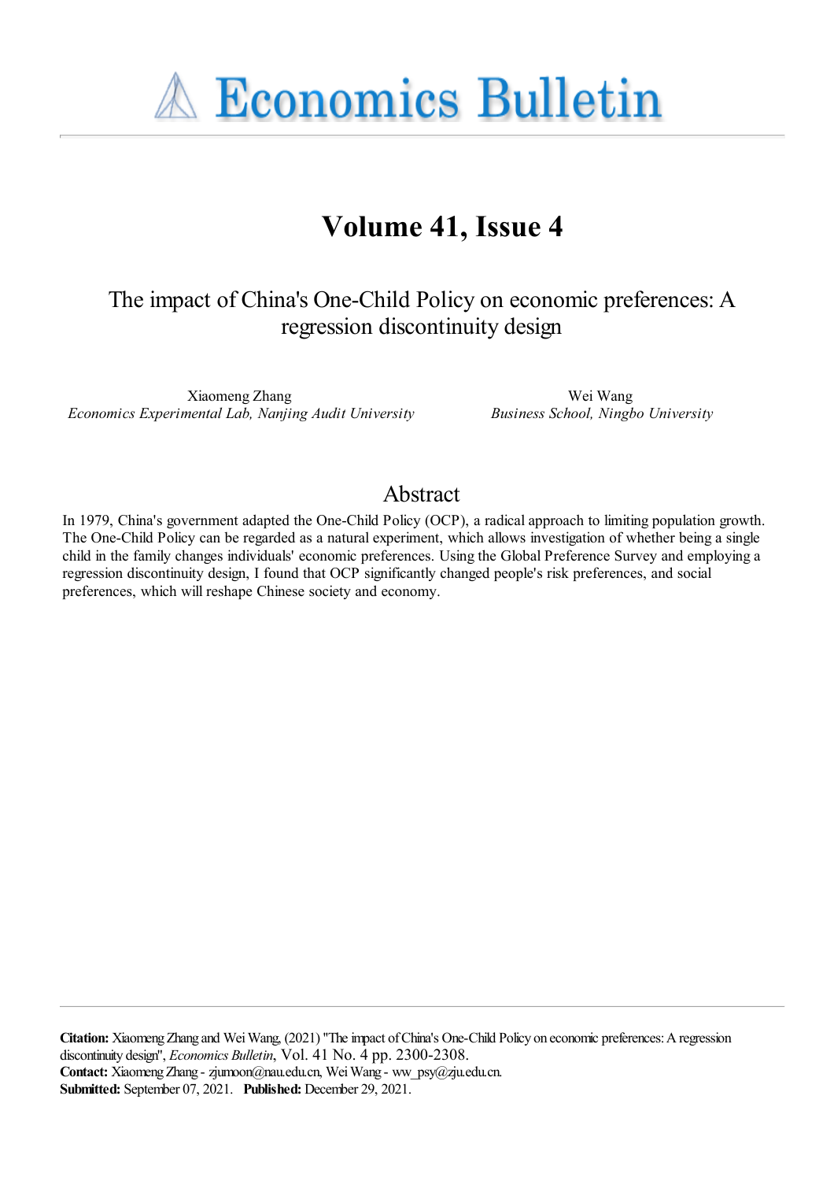# Economics Bulletin

## Volume 41, Issue 4

### The impact of China's One-Child Policy on economic preferences: A regression discontinuity design

Xiaomeng Zhang
*Economics Experimental Lab, Nanjing Audit University*

Wei Wang
*Business School, Ningbo University*

## Abstract

In 1979, China's government adapted the One-Child Policy (OCP), a radical approach to limiting population growth. The One-Child Policy can be regarded as a natural experiment, which allows investigation of whether being a single child in the family changes individuals' economic preferences. Using the Global Preference Survey and employing a regression discontinuity design, I found that OCP significantly changed people's risk preferences, and social preferences, which will reshape Chinese society and economy.

**Citation:** Xiaomeng Zhang and Wei Wang, (2021) ''The impact of China's One-Child Policy on economic preferences: A regression discontinuity design'', *Economics Bulletin*, Vol. 41 No. 4 pp. 2300-2308.
**Contact:** Xiaomeng Zhang - zjumoon@nau.edu.cn, Wei Wang - ww_psy@zju.edu.cn.
**Submitted:** September 07, 2021. **Published:** December 29, 2021.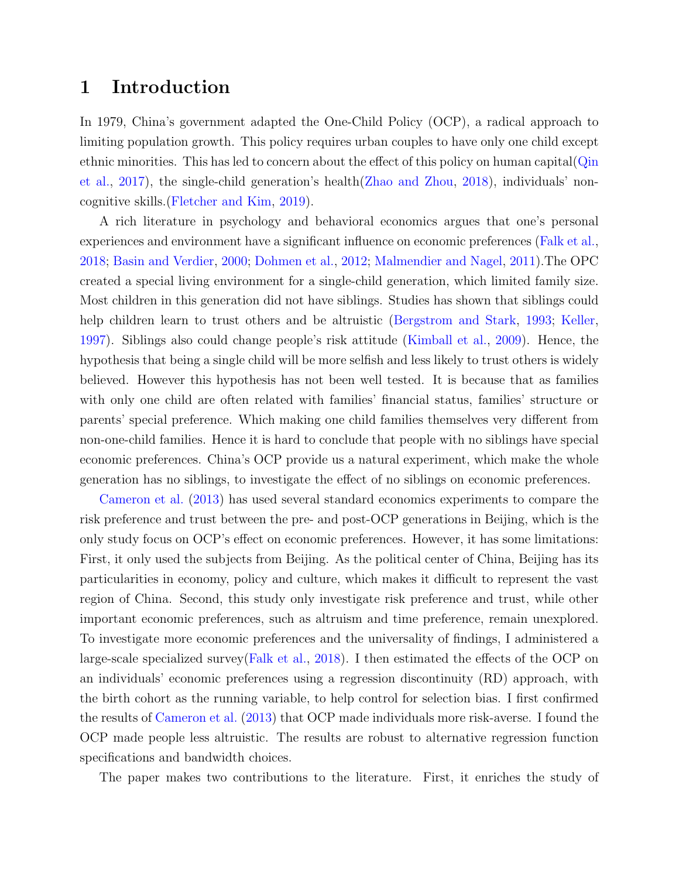# 1 Introduction

In 1979, China's government adapted the One-Child Policy (OCP), a radical approach to limiting population growth. This policy requires urban couples to have only one child except ethnic minorities. This has led to concern about the effect of this policy on human capital(Qin et al., 2017), the single-child generation's health(Zhao and Zhou, 2018), individuals' non-cognitive skills.(Fletcher and Kim, 2019).

A rich literature in psychology and behavioral economics argues that one's personal experiences and environment have a significant influence on economic preferences (Falk et al., 2018; Basin and Verdier, 2000; Dohmen et al., 2012; Malmendier and Nagel, 2011).The OPC created a special living environment for a single-child generation, which limited family size. Most children in this generation did not have siblings. Studies has shown that siblings could help children learn to trust others and be altruistic (Bergstrom and Stark, 1993; Keller, 1997). Siblings also could change people's risk attitude (Kimball et al., 2009). Hence, the hypothesis that being a single child will be more selfish and less likely to trust others is widely believed. However this hypothesis has not been well tested. It is because that as families with only one child are often related with families' financial status, families' structure or parents' special preference. Which making one child families themselves very different from non-one-child families. Hence it is hard to conclude that people with no siblings have special economic preferences. China's OCP provide us a natural experiment, which make the whole generation has no siblings, to investigate the effect of no siblings on economic preferences.

Cameron et al. (2013) has used several standard economics experiments to compare the risk preference and trust between the pre- and post-OCP generations in Beijing, which is the only study focus on OCP's effect on economic preferences. However, it has some limitations: First, it only used the subjects from Beijing. As the political center of China, Beijing has its particularities in economy, policy and culture, which makes it difficult to represent the vast region of China. Second, this study only investigate risk preference and trust, while other important economic preferences, such as altruism and time preference, remain unexplored. To investigate more economic preferences and the universality of findings, I administered a large-scale specialized survey(Falk et al., 2018). I then estimated the effects of the OCP on an individuals' economic preferences using a regression discontinuity (RD) approach, with the birth cohort as the running variable, to help control for selection bias. I first confirmed the results of Cameron et al. (2013) that OCP made individuals more risk-averse. I found the OCP made people less altruistic. The results are robust to alternative regression function specifications and bandwidth choices.

The paper makes two contributions to the literature. First, it enriches the study of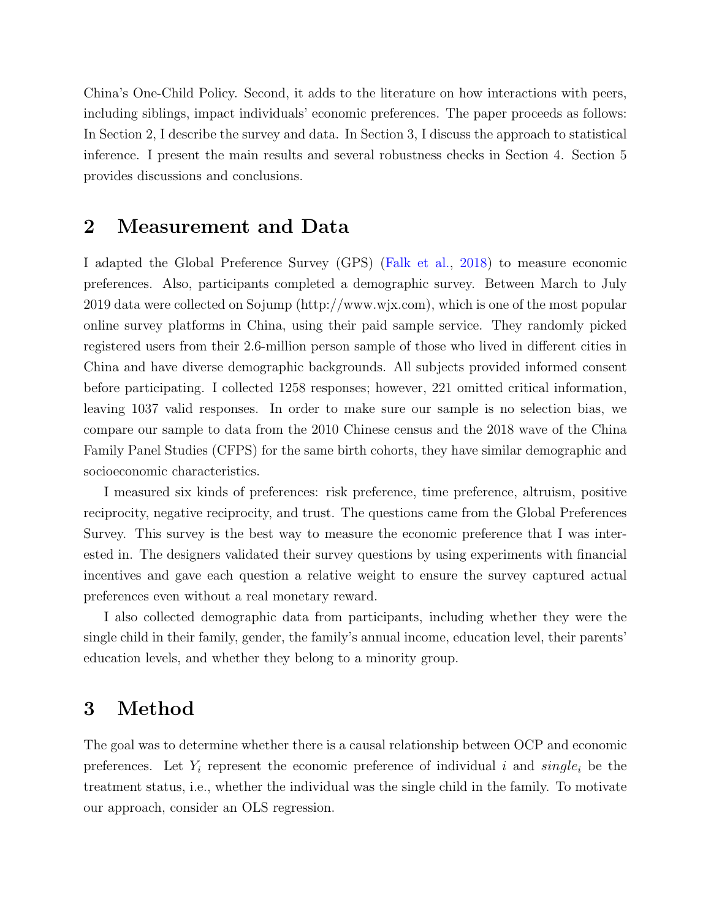China's One-Child Policy. Second, it adds to the literature on how interactions with peers, including siblings, impact individuals' economic preferences. The paper proceeds as follows: In Section 2, I describe the survey and data. In Section 3, I discuss the approach to statistical inference. I present the main results and several robustness checks in Section 4. Section 5 provides discussions and conclusions.

## 2 Measurement and Data

I adapted the Global Preference Survey (GPS) (Falk et al., 2018) to measure economic preferences. Also, participants completed a demographic survey. Between March to July 2019 data were collected on Sojump (http://www.wjx.com), which is one of the most popular online survey platforms in China, using their paid sample service. They randomly picked registered users from their 2.6-million person sample of those who lived in different cities in China and have diverse demographic backgrounds. All subjects provided informed consent before participating. I collected 1258 responses; however, 221 omitted critical information, leaving 1037 valid responses. In order to make sure our sample is no selection bias, we compare our sample to data from the 2010 Chinese census and the 2018 wave of the China Family Panel Studies (CFPS) for the same birth cohorts, they have similar demographic and socioeconomic characteristics.

I measured six kinds of preferences: risk preference, time preference, altruism, positive reciprocity, negative reciprocity, and trust. The questions came from the Global Preferences Survey. This survey is the best way to measure the economic preference that I was interested in. The designers validated their survey questions by using experiments with financial incentives and gave each question a relative weight to ensure the survey captured actual preferences even without a real monetary reward.

I also collected demographic data from participants, including whether they were the single child in their family, gender, the family's annual income, education level, their parents' education levels, and whether they belong to a minority group.

## 3 Method

The goal was to determine whether there is a causal relationship between OCP and economic preferences. Let $Y_i$ represent the economic preference of individual $i$ and $single_i$ be the treatment status, i.e., whether the individual was the single child in the family. To motivate our approach, consider an OLS regression.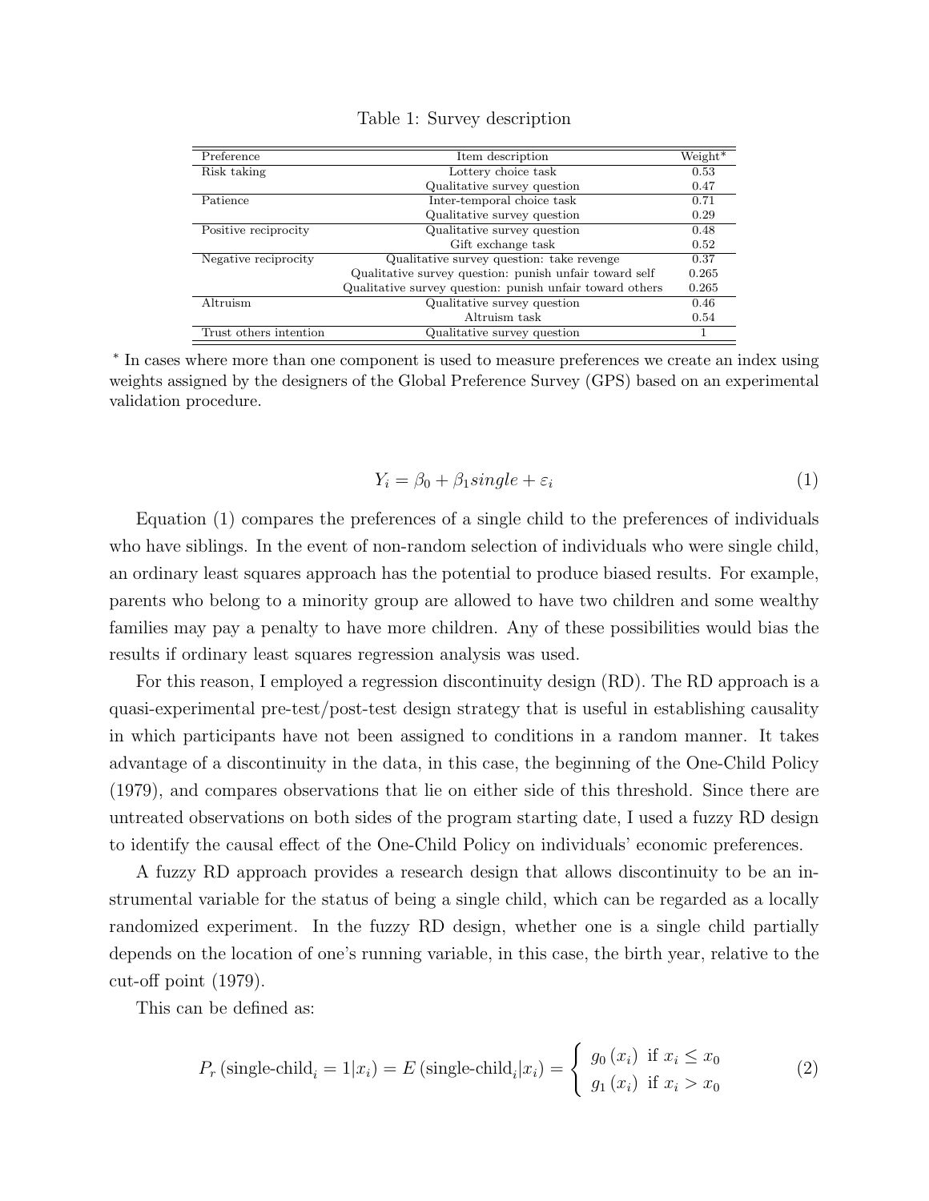Table 1: Survey description

| Preference | Item description | Weight* |
|---|---|---|
| Risk taking | Lottery choice task | 0.53 |
| | Qualitative survey question | 0.47 |
| Patience | Inter-temporal choice task | 0.71 |
| | Qualitative survey question | 0.29 |
| Positive reciprocity | Qualitative survey question | 0.48 |
| | Gift exchange task | 0.52 |
| Negative reciprocity | Qualitative survey question: take revenge | 0.37 |
| | Qualitative survey question: punish unfair toward self | 0.265 |
| | Qualitative survey question: punish unfair toward others | 0.265 |
| Altruism | Qualitative survey question | 0.46 |
| | Altruism task | 0.54 |
| Trust others intention | Qualitative survey question | 1 |

* In cases where more than one component is used to measure preferences we create an index using weights assigned by the designers of the Global Preference Survey (GPS) based on an experimental validation procedure.

$$Y_i = \beta_0 + \beta_1 single + \varepsilon_i \tag{1}$$

Equation (1) compares the preferences of a single child to the preferences of individuals who have siblings. In the event of non-random selection of individuals who were single child, an ordinary least squares approach has the potential to produce biased results. For example, parents who belong to a minority group are allowed to have two children and some wealthy families may pay a penalty to have more children. Any of these possibilities would bias the results if ordinary least squares regression analysis was used.

For this reason, I employed a regression discontinuity design (RD). The RD approach is a quasi-experimental pre-test/post-test design strategy that is useful in establishing causality in which participants have not been assigned to conditions in a random manner. It takes advantage of a discontinuity in the data, in this case, the beginning of the One-Child Policy (1979), and compares observations that lie on either side of this threshold. Since there are untreated observations on both sides of the program starting date, I used a fuzzy RD design to identify the causal effect of the One-Child Policy on individuals' economic preferences.

A fuzzy RD approach provides a research design that allows discontinuity to be an instrumental variable for the status of being a single child, which can be regarded as a locally randomized experiment. In the fuzzy RD design, whether one is a single child partially depends on the location of one's running variable, in this case, the birth year, relative to the cut-off point (1979).

This can be defined as:

$$P_r\left(\text{single-child}_i = 1 | x_i\right) = E\left(\text{single-child}_i | x_i\right) = \begin{cases} g_0\left(x_i\right) & \text{if } x_i \leq x_0 \\ g_1\left(x_i\right) & \text{if } x_i > x_0 \end{cases} \tag{2}$$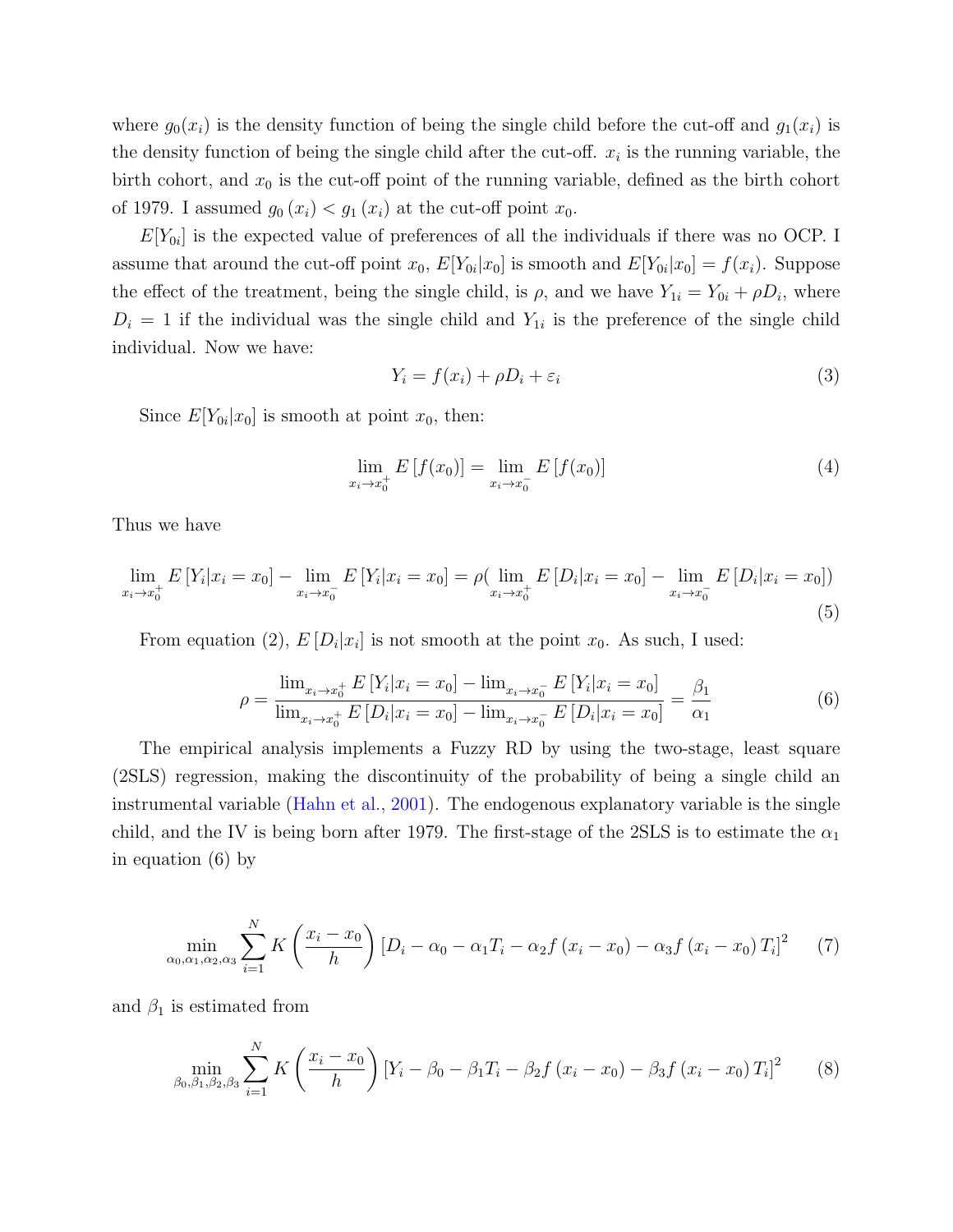where $g_0(x_i)$ is the density function of being the single child before the cut-off and $g_1(x_i)$ is the density function of being the single child after the cut-off. $x_i$ is the running variable, the birth cohort, and $x_0$ is the cut-off point of the running variable, defined as the birth cohort of 1979. I assumed $g_0(x_i) < g_1(x_i)$ at the cut-off point $x_0$.

$E[Y_{0i}]$ is the expected value of preferences of all the individuals if there was no OCP. I assume that around the cut-off point $x_0$, $E[Y_{0i}|x_0]$ is smooth and $E[Y_{0i}|x_0] = f(x_i)$. Suppose the effect of the treatment, being the single child, is $\rho$, and we have $Y_{1i} = Y_{0i} + \rho D_i$, where $D_i = 1$ if the individual was the single child and $Y_{1i}$ is the preference of the single child individual. Now we have:

$$Y_i = f(x_i) + \rho D_i + \varepsilon_i \tag{3}$$

Since $E[Y_{0i}|x_0]$ is smooth at point $x_0$, then:

$$\lim_{x_i \to x_0^+} E[f(x_0)] = \lim_{x_i \to x_0^-} E[f(x_0)] \tag{4}$$

Thus we have

$$\lim_{x_i \to x_0^+} E[Y_i|x_i = x_0] - \lim_{x_i \to x_0^-} E[Y_i|x_i = x_0] = \rho(\lim_{x_i \to x_0^+} E[D_i|x_i = x_0] - \lim_{x_i \to x_0^-} E[D_i|x_i = x_0]) \tag{5}$$

From equation (2), $E[D_i|x_i]$ is not smooth at the point $x_0$. As such, I used:

$$\rho = \frac{\lim_{x_i \to x_0^+} E[Y_i|x_i = x_0] - \lim_{x_i \to x_0^-} E[Y_i|x_i = x_0]}{\lim_{x_i \to x_0^+} E[D_i|x_i = x_0] - \lim_{x_i \to x_0^-} E[D_i|x_i = x_0]} = \frac{\beta_1}{\alpha_1} \tag{6}$$

The empirical analysis implements a Fuzzy RD by using the two-stage, least square (2SLS) regression, making the discontinuity of the probability of being a single child an instrumental variable (Hahn et al., 2001). The endogenous explanatory variable is the single child, and the IV is being born after 1979. The first-stage of the 2SLS is to estimate the $\alpha_1$ in equation (6) by

$$\min_{\alpha_0, \alpha_1, \alpha_2, \alpha_3} \sum_{i=1}^{N} K\left(\frac{x_i - x_0}{h}\right) [D_i - \alpha_0 - \alpha_1 T_i - \alpha_2 f(x_i - x_0) - \alpha_3 f(x_i - x_0) T_i]^2 \tag{7}$$

and $\beta_1$ is estimated from

$$\min_{\beta_0, \beta_1, \beta_2, \beta_3} \sum_{i=1}^{N} K\left(\frac{x_i - x_0}{h}\right) [Y_i - \beta_0 - \beta_1 T_i - \beta_2 f(x_i - x_0) - \beta_3 f(x_i - x_0) T_i]^2 \tag{8}$$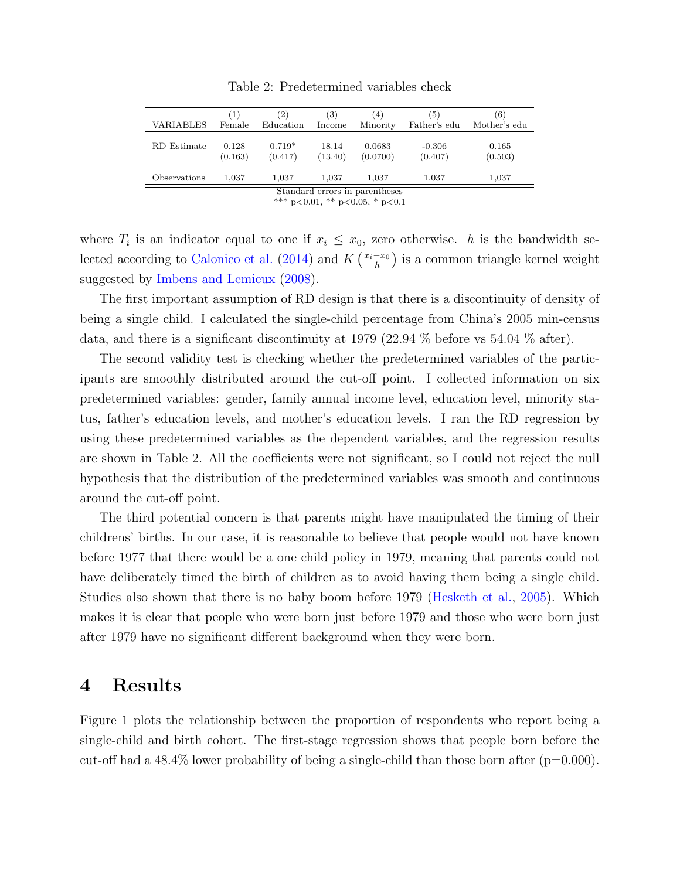Table 2: Predetermined variables check

| VARIABLES | (1) Female | (2) Education | (3) Income | (4) Minority | (5) Father's edu | (6) Mother's edu |
|---|---|---|---|---|---|---|
| RD_Estimate | 0.128 | 0.719* | 18.14 | 0.0683 | -0.306 | 0.165 |
| | (0.163) | (0.417) | (13.40) | (0.0700) | (0.407) | (0.503) |
| Observations | 1,037 | 1,037 | 1,037 | 1,037 | 1,037 | 1,037 |

Standard errors in parentheses
*** p<0.01, ** p<0.05, * p<0.1

where $T_i$ is an indicator equal to one if $x_i \leq x_0$, zero otherwise. $h$ is the bandwidth selected according to Calonico et al. (2014) and $K\left(\frac{x_i - x_0}{h}\right)$ is a common triangle kernel weight suggested by Imbens and Lemieux (2008).

The first important assumption of RD design is that there is a discontinuity of density of being a single child. I calculated the single-child percentage from China's 2005 min-census data, and there is a significant discontinuity at 1979 (22.94 % before vs 54.04 % after).

The second validity test is checking whether the predetermined variables of the participants are smoothly distributed around the cut-off point. I collected information on six predetermined variables: gender, family annual income level, education level, minority status, father's education levels, and mother's education levels. I ran the RD regression by using these predetermined variables as the dependent variables, and the regression results are shown in Table 2. All the coefficients were not significant, so I could not reject the null hypothesis that the distribution of the predetermined variables was smooth and continuous around the cut-off point.

The third potential concern is that parents might have manipulated the timing of their childrens' births. In our case, it is reasonable to believe that people would not have known before 1977 that there would be a one child policy in 1979, meaning that parents could not have deliberately timed the birth of children as to avoid having them being a single child. Studies also shown that there is no baby boom before 1979 (Hesketh et al., 2005). Which makes it is clear that people who were born just before 1979 and those who were born just after 1979 have no significant different background when they were born.

# 4 Results

Figure 1 plots the relationship between the proportion of respondents who report being a single-child and birth cohort. The first-stage regression shows that people born before the cut-off had a 48.4% lower probability of being a single-child than those born after (p=0.000).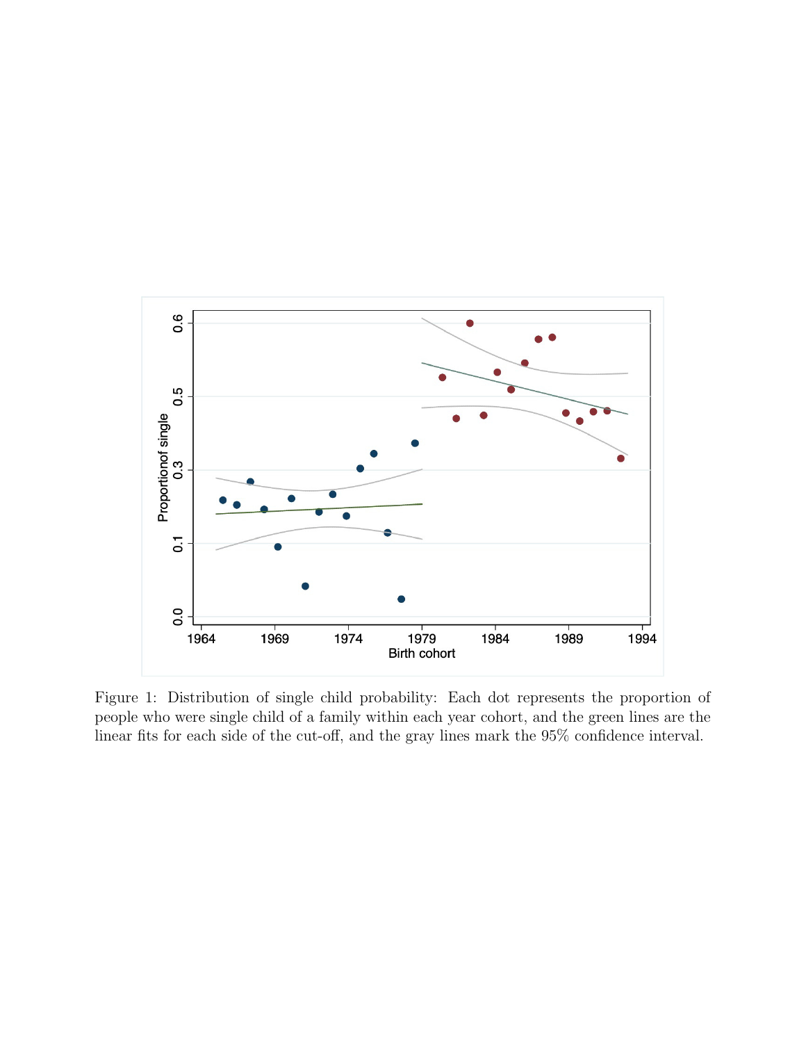Figure 1: Distribution of single child probability: Each dot represents the proportion of people who were single child of a family within each year cohort, and the green lines are the linear fits for each side of the cut-off, and the gray lines mark the 95% confidence interval.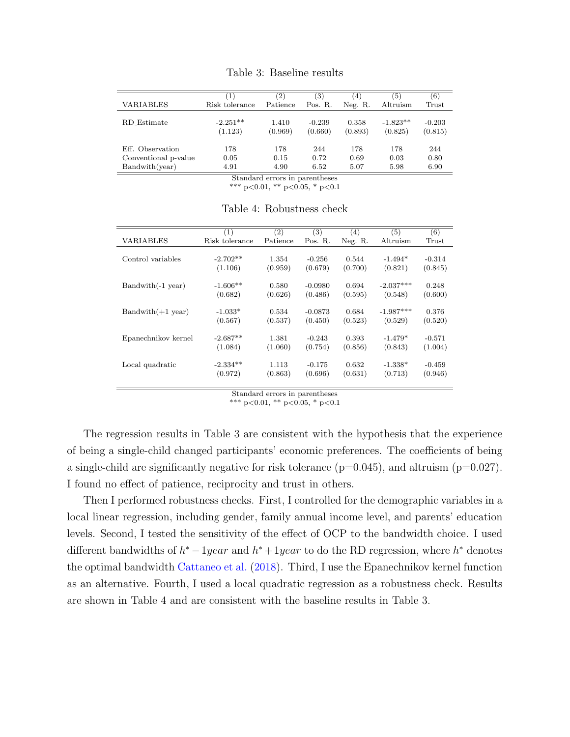Table 3: Baseline results

| VARIABLES | (1) Risk tolerance | (2) Patience | (3) Pos. R. | (4) Neg. R. | (5) Altruism | (6) Trust |
|---|---|---|---|---|---|---|
| RD_Estimate | -2.251** | 1.410 | -0.239 | 0.358 | -1.823** | -0.203 |
| | (1.123) | (0.969) | (0.660) | (0.893) | (0.825) | (0.815) |
| Eff. Observation | 178 | 178 | 244 | 178 | 178 | 244 |
| Conventional p-value | 0.05 | 0.15 | 0.72 | 0.69 | 0.03 | 0.80 |
| Bandwith(year) | 4.91 | 4.90 | 6.52 | 5.07 | 5.98 | 6.90 |

Standard errors in parentheses
*** p<0.01, ** p<0.05, * p<0.1

Table 4: Robustness check

| VARIABLES | (1) Risk tolerance | (2) Patience | (3) Pos. R. | (4) Neg. R. | (5) Altruism | (6) Trust |
|---|---|---|---|---|---|---|
| Control variables | -2.702** | 1.354 | -0.256 | 0.544 | -1.494* | -0.314 |
| | (1.106) | (0.959) | (0.679) | (0.700) | (0.821) | (0.845) |
| Bandwith(-1 year) | -1.606** | 0.580 | -0.0980 | 0.694 | -2.037*** | 0.248 |
| | (0.682) | (0.626) | (0.486) | (0.595) | (0.548) | (0.600) |
| Bandwith(+1 year) | -1.033* | 0.534 | -0.0873 | 0.684 | -1.987*** | 0.376 |
| | (0.567) | (0.537) | (0.450) | (0.523) | (0.529) | (0.520) |
| Epanechnikov kernel | -2.687** | 1.381 | -0.243 | 0.393 | -1.479* | -0.571 |
| | (1.084) | (1.060) | (0.754) | (0.856) | (0.843) | (1.004) |
| Local quadratic | -2.334** | 1.113 | -0.175 | 0.632 | -1.338* | -0.459 |
| | (0.972) | (0.863) | (0.696) | (0.631) | (0.713) | (0.946) |

Standard errors in parentheses
*** p<0.01, ** p<0.05, * p<0.1

The regression results in Table 3 are consistent with the hypothesis that the experience of being a single-child changed participants' economic preferences. The coefficients of being a single-child are significantly negative for risk tolerance (p=0.045), and altruism (p=0.027). I found no effect of patience, reciprocity and trust in others.

Then I performed robustness checks. First, I controlled for the demographic variables in a local linear regression, including gender, family annual income level, and parents' education levels. Second, I tested the sensitivity of the effect of OCP to the bandwidth choice. I used different bandwidths of $h^* - 1year$ and $h^* + 1year$ to do the RD regression, where $h^*$ denotes the optimal bandwidth Cattaneo et al. (2018). Third, I use the Epanechnikov kernel function as an alternative. Fourth, I used a local quadratic regression as a robustness check. Results are shown in Table 4 and are consistent with the baseline results in Table 3.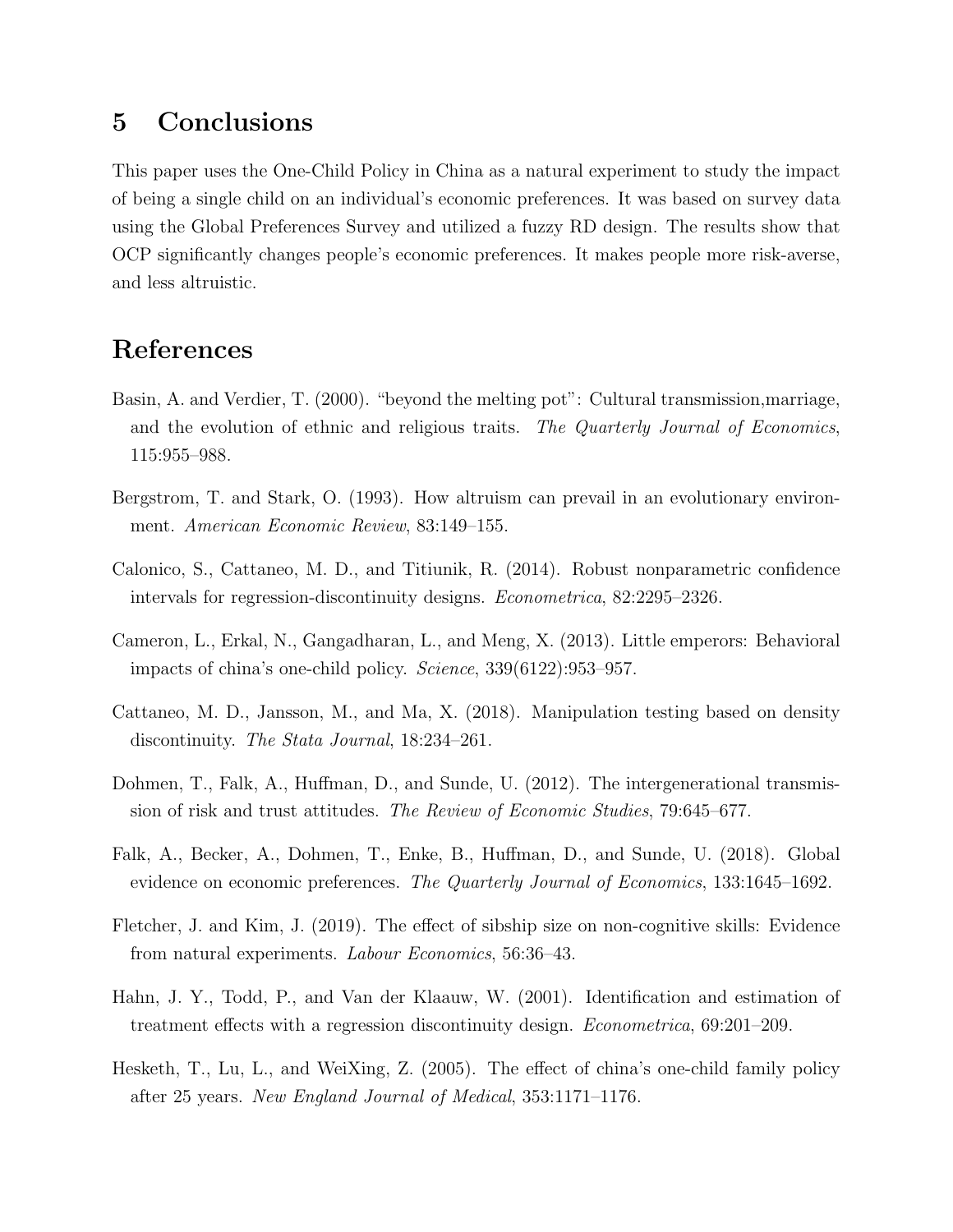## 5 Conclusions

This paper uses the One-Child Policy in China as a natural experiment to study the impact of being a single child on an individual's economic preferences. It was based on survey data using the Global Preferences Survey and utilized a fuzzy RD design. The results show that OCP significantly changes people's economic preferences. It makes people more risk-averse, and less altruistic.

## References

Basin, A. and Verdier, T. (2000). "beyond the melting pot": Cultural transmission,marriage, and the evolution of ethnic and religious traits. *The Quarterly Journal of Economics*, 115:955–988.

Bergstrom, T. and Stark, O. (1993). How altruism can prevail in an evolutionary environment. *American Economic Review*, 83:149–155.

Calonico, S., Cattaneo, M. D., and Titiunik, R. (2014). Robust nonparametric confidence intervals for regression-discontinuity designs. *Econometrica*, 82:2295–2326.

Cameron, L., Erkal, N., Gangadharan, L., and Meng, X. (2013). Little emperors: Behavioral impacts of china's one-child policy. *Science*, 339(6122):953–957.

Cattaneo, M. D., Jansson, M., and Ma, X. (2018). Manipulation testing based on density discontinuity. *The Stata Journal*, 18:234–261.

Dohmen, T., Falk, A., Huffman, D., and Sunde, U. (2012). The intergenerational transmission of risk and trust attitudes. *The Review of Economic Studies*, 79:645–677.

Falk, A., Becker, A., Dohmen, T., Enke, B., Huffman, D., and Sunde, U. (2018). Global evidence on economic preferences. *The Quarterly Journal of Economics*, 133:1645–1692.

Fletcher, J. and Kim, J. (2019). The effect of sibship size on non-cognitive skills: Evidence from natural experiments. *Labour Economics*, 56:36–43.

Hahn, J. Y., Todd, P., and Van der Klaauw, W. (2001). Identification and estimation of treatment effects with a regression discontinuity design. *Econometrica*, 69:201–209.

Hesketh, T., Lu, L., and WeiXing, Z. (2005). The effect of china's one-child family policy after 25 years. *New England Journal of Medical*, 353:1171–1176.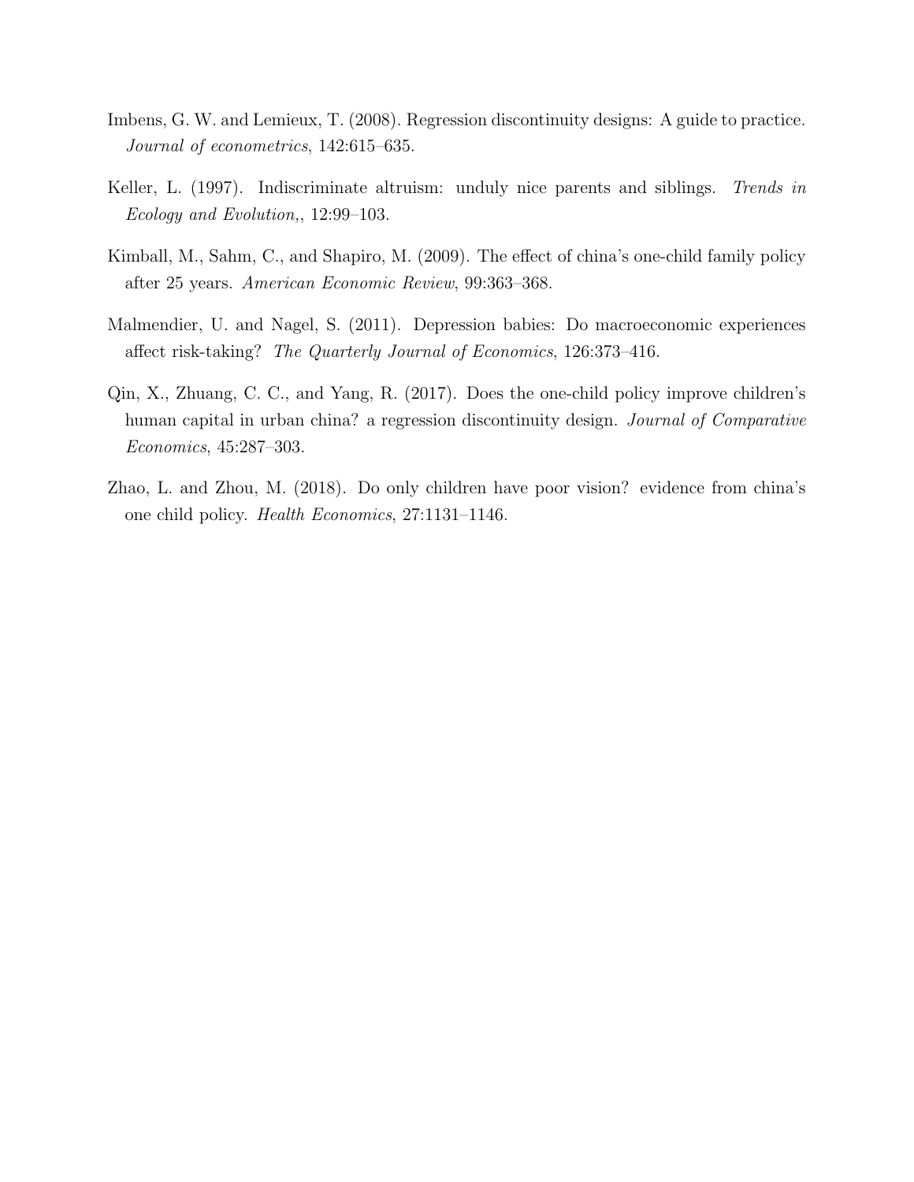Imbens, G. W. and Lemieux, T. (2008). Regression discontinuity designs: A guide to practice. *Journal of econometrics*, 142:615–635.

Keller, L. (1997). Indiscriminate altruism: unduly nice parents and siblings. *Trends in Ecology and Evolution,*, 12:99–103.

Kimball, M., Sahm, C., and Shapiro, M. (2009). The effect of china's one-child family policy after 25 years. *American Economic Review*, 99:363–368.

Malmendier, U. and Nagel, S. (2011). Depression babies: Do macroeconomic experiences affect risk-taking? *The Quarterly Journal of Economics*, 126:373–416.

Qin, X., Zhuang, C. C., and Yang, R. (2017). Does the one-child policy improve children's human capital in urban china? a regression discontinuity design. *Journal of Comparative Economics*, 45:287–303.

Zhao, L. and Zhou, M. (2018). Do only children have poor vision? evidence from china's one child policy. *Health Economics*, 27:1131–1146.